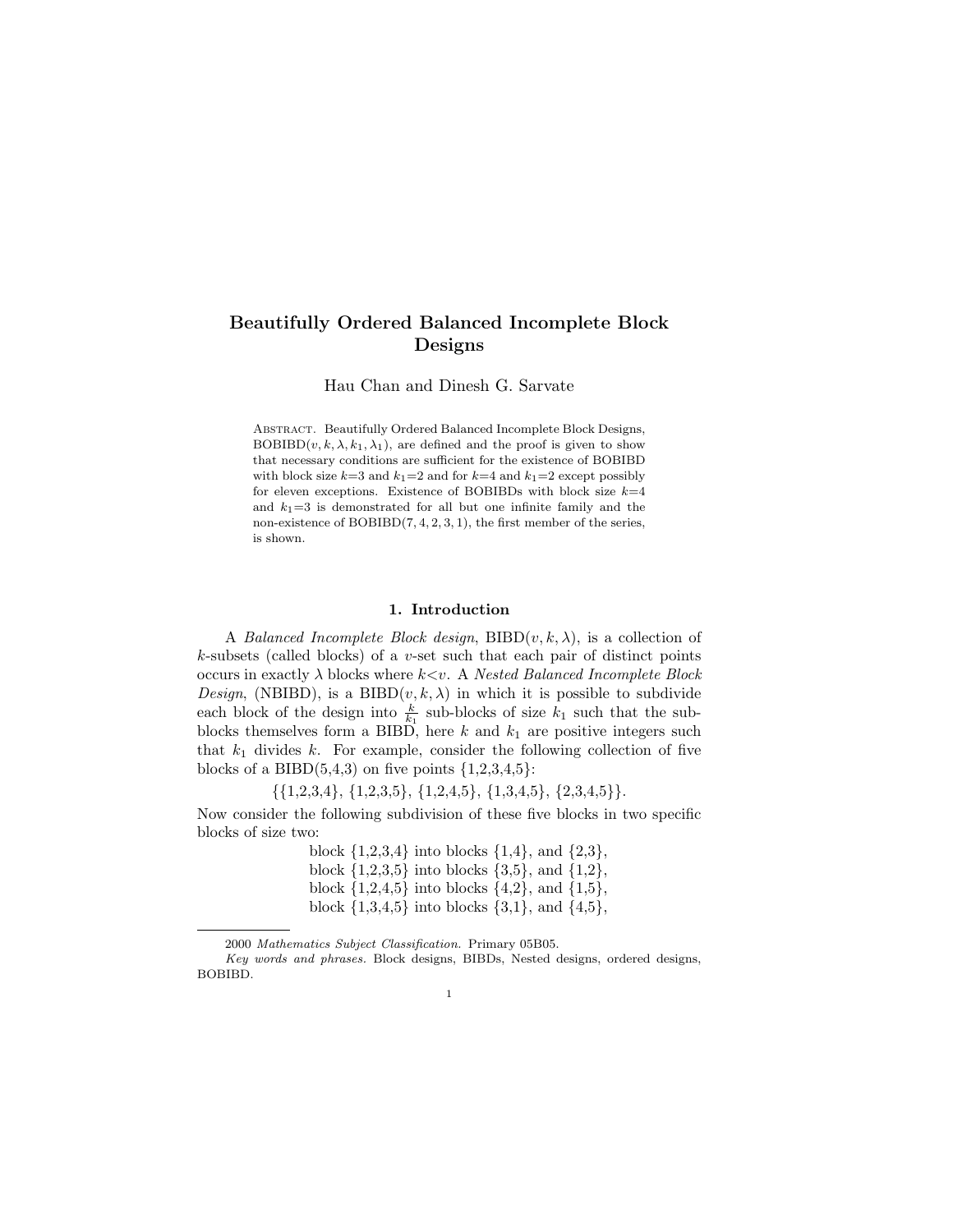# Beautifully Ordered Balanced Incomplete Block Designs

Hau Chan and Dinesh G. Sarvate

Abstract. Beautifully Ordered Balanced Incomplete Block Designs, BOBIBD$(v, k, \lambda, k_1, \lambda_1)$, are defined and the proof is given to show that necessary conditions are sufficient for the existence of BOBIBD with block size $k$=3 and $k_1$=2 and for $k$=4 and $k_1$=2 except possibly for eleven exceptions. Existence of BOBIBDs with block size $k$=4 and $k_1$=3 is demonstrated for all but one infinite family and the non-existence of BOBIBD$(7, 4, 2, 3, 1)$, the first member of the series, is shown.

## 1. Introduction

A *Balanced Incomplete Block design*, BIBD$(v, k, \lambda)$, is a collection of $k$-subsets (called blocks) of a $v$-set such that each pair of distinct points occurs in exactly $\lambda$ blocks where $k$<$v$. A *Nested Balanced Incomplete Block Design*, (NBIBD), is a BIBD$(v, k, \lambda)$ in which it is possible to subdivide each block of the design into $\frac{k}{k_1}$ sub-blocks of size $k_1$ such that the sub-blocks themselves form a BIBD, here $k$ and $k_1$ are positive integers such that $k_1$ divides $k$. For example, consider the following collection of five blocks of a BIBD(5,4,3) on five points {1,2,3,4,5}:

{{1,2,3,4}, {1,2,3,5}, {1,2,4,5}, {1,3,4,5}, {2,3,4,5}}.

Now consider the following subdivision of these five blocks in two specific blocks of size two:

block {1,2,3,4} into blocks {1,4}, and {2,3},
block {1,2,3,5} into blocks {3,5}, and {1,2},
block {1,2,4,5} into blocks {4,2}, and {1,5},
block {1,3,4,5} into blocks {3,1}, and {4,5},

2000 *Mathematics Subject Classification.* Primary 05B05.

*Key words and phrases.* Block designs, BIBDs, Nested designs, ordered designs, BOBIBD.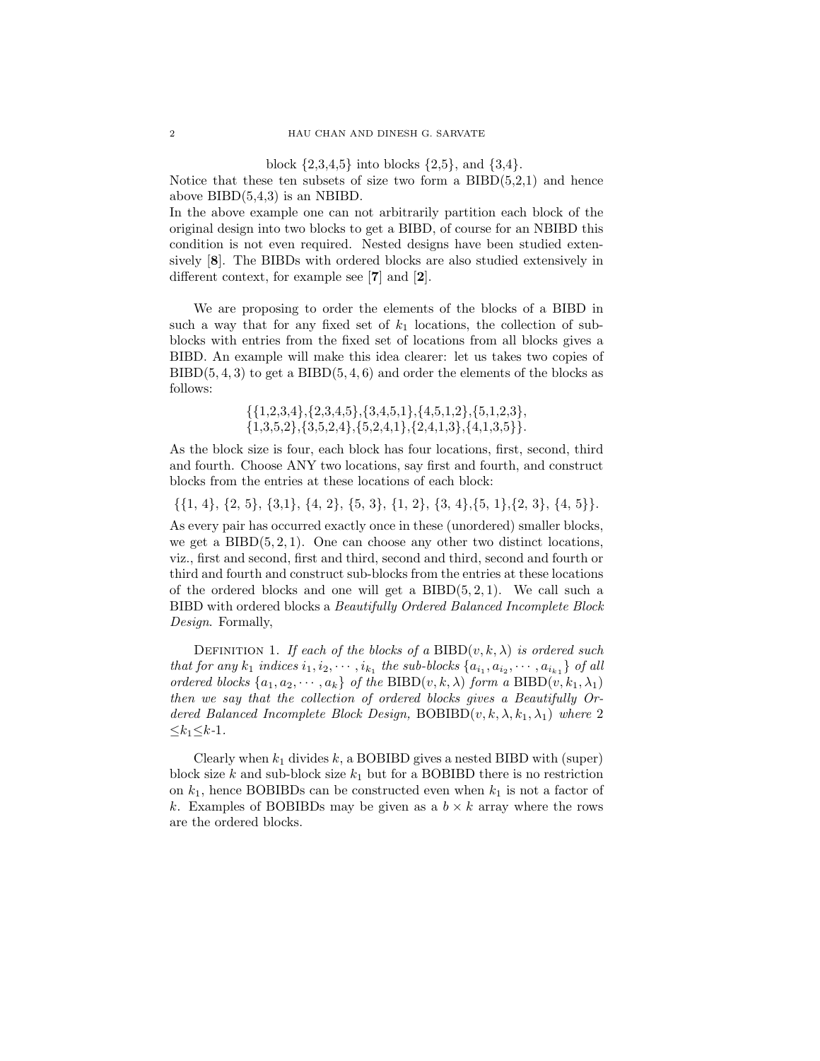block {2,3,4,5} into blocks {2,5}, and {3,4}.

Notice that these ten subsets of size two form a BIBD(5,2,1) and hence above BIBD(5,4,3) is an NBIBD.

In the above example one can not arbitrarily partition each block of the original design into two blocks to get a BIBD, of course for an NBIBD this condition is not even required. Nested designs have been studied extensively [**8**]. The BIBDs with ordered blocks are also studied extensively in different context, for example see [**7**] and [**2**].

We are proposing to order the elements of the blocks of a BIBD in such a way that for any fixed set of $k_1$ locations, the collection of sub-blocks with entries from the fixed set of locations from all blocks gives a BIBD. An example will make this idea clearer: let us takes two copies of $\text{BIBD}(5,4,3)$ to get a $\text{BIBD}(5,4,6)$ and order the elements of the blocks as follows:

$$\{\{1,2,3,4\},\{2,3,4,5\},\{3,4,5,1\},\{4,5,1,2\},\{5,1,2,3\},$$
$$\{1,3,5,2\},\{3,5,2,4\},\{5,2,4,1\},\{2,4,1,3\},\{4,1,3,5\}\}.$$

As the block size is four, each block has four locations, first, second, third and fourth. Choose ANY two locations, say first and fourth, and construct blocks from the entries at these locations of each block:

$$\{\{1, 4\}, \{2, 5\}, \{3,1\}, \{4, 2\}, \{5, 3\}, \{1, 2\}, \{3, 4\},\{5, 1\},\{2, 3\}, \{4, 5\}\}.$$

As every pair has occurred exactly once in these (unordered) smaller blocks, we get a $\text{BIBD}(5,2,1)$. One can choose any other two distinct locations, viz., first and second, first and third, second and third, second and fourth or third and fourth and construct sub-blocks from the entries at these locations of the ordered blocks and one will get a $\text{BIBD}(5,2,1)$. We call such a BIBD with ordered blocks a *Beautifully Ordered Balanced Incomplete Block Design*. Formally,

Definition 1. *If each of the blocks of a* $\text{BIBD}(v,k,\lambda)$ *is ordered such that for any* $k_1$ *indices* $i_1, i_2, \cdots, i_{k_1}$ *the sub-blocks* $\{a_{i_1}, a_{i_2}, \cdots, a_{i_{k_1}}\}$ *of all ordered blocks* $\{a_1, a_2, \cdots, a_k\}$ *of the* $\text{BIBD}(v,k,\lambda)$ *form a* $\text{BIBD}(v,k_1,\lambda_1)$ *then we say that the collection of ordered blocks gives a Beautifully Ordered Balanced Incomplete Block Design,* $\text{BOBIBD}(v,k,\lambda,k_1,\lambda_1)$ *where* $2 \leq k_1 \leq k\text{-}1$.

Clearly when $k_1$ divides $k$, a BOBIBD gives a nested BIBD with (super) block size $k$ and sub-block size $k_1$ but for a BOBIBD there is no restriction on $k_1$, hence BOBIBDs can be constructed even when $k_1$ is not a factor of $k$. Examples of BOBIBDs may be given as a $b \times k$ array where the rows are the ordered blocks.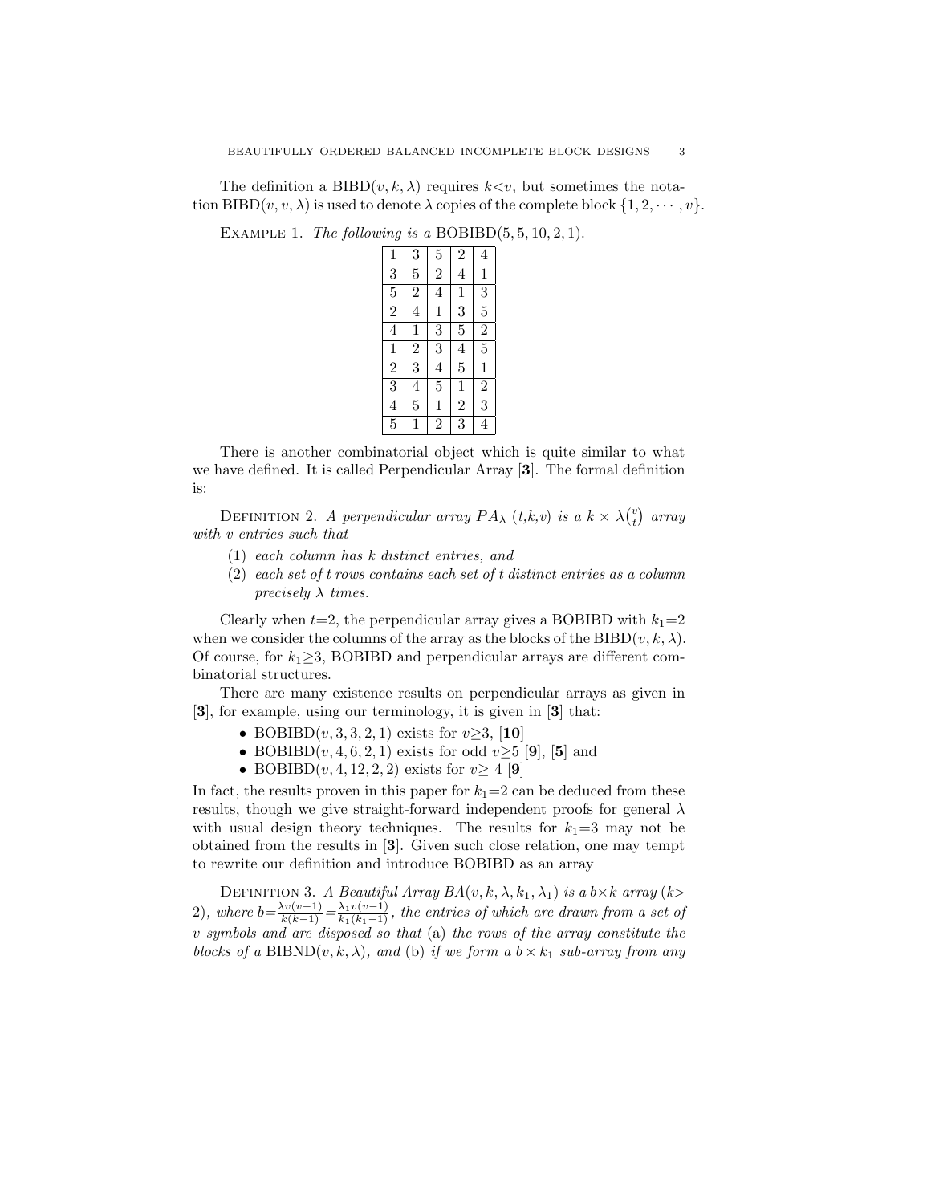The definition a $\mathrm{BIBD}(v,k,\lambda)$ requires $k<v$, but sometimes the notation $\mathrm{BIBD}(v,v,\lambda)$ is used to denote $\lambda$ copies of the complete block $\{1,2,\cdots,v\}$.

Example 1. *The following is a* $\mathrm{BOBIBD}(5,5,10,2,1)$.

| | | | | |
|---|---|---|---|---|
| 1 | 3 | 5 | 2 | 4 |
| 3 | 5 | 2 | 4 | 1 |
| 5 | 2 | 4 | 1 | 3 |
| 2 | 4 | 1 | 3 | 5 |
| 4 | 1 | 3 | 5 | 2 |
| 1 | 2 | 3 | 4 | 5 |
| 2 | 3 | 4 | 5 | 1 |
| 3 | 4 | 5 | 1 | 2 |
| 4 | 5 | 1 | 2 | 3 |
| 5 | 1 | 2 | 3 | 4 |

There is another combinatorial object which is quite similar to what we have defined. It is called Perpendicular Array [**3**]. The formal definition is:

Definition 2. *A perpendicular array $PA_\lambda$ (t,k,v) is a $k\times\lambda\binom{v}{t}$ array with v entries such that*

1. *each column has k distinct entries, and*
2. *each set of t rows contains each set of t distinct entries as a column precisely $\lambda$ times.*

Clearly when $t{=}2$, the perpendicular array gives a BOBIBD with $k_1{=}2$ when we consider the columns of the array as the blocks of the $\mathrm{BIBD}(v,k,\lambda)$. Of course, for $k_1{\geq}3$, BOBIBD and perpendicular arrays are different combinatorial structures.

There are many existence results on perpendicular arrays as given in [**3**], for example, using our terminology, it is given in [**3**] that:

- $\mathrm{BOBIBD}(v,3,3,2,1)$ exists for $v{\geq}3$, [**10**]
- $\mathrm{BOBIBD}(v,4,6,2,1)$ exists for odd $v{\geq}5$ [**9**], [**5**] and
- $\mathrm{BOBIBD}(v,4,12,2,2)$ exists for $v\geq 4$ [**9**]

In fact, the results proven in this paper for $k_1{=}2$ can be deduced from these results, though we give straight-forward independent proofs for general $\lambda$ with usual design theory techniques. The results for $k_1{=}3$ may not be obtained from the results in [**3**]. Given such close relation, one may tempt to rewrite our definition and introduce BOBIBD as an array

Definition 3. *A Beautiful Array $BA(v,k,\lambda,k_1,\lambda_1)$ is a $b{\times}k$ array ($k>2$), where $b{=}\frac{\lambda v(v-1)}{k(k-1)}{=}\frac{\lambda_1 v(v-1)}{k_1(k_1-1)}$, the entries of which are drawn from a set of v symbols and are disposed so that* (a) *the rows of the array constitute the blocks of a* $\mathrm{BIBND}(v,k,\lambda)$*, and* (b) *if we form a $b\times k_1$ sub-array from any*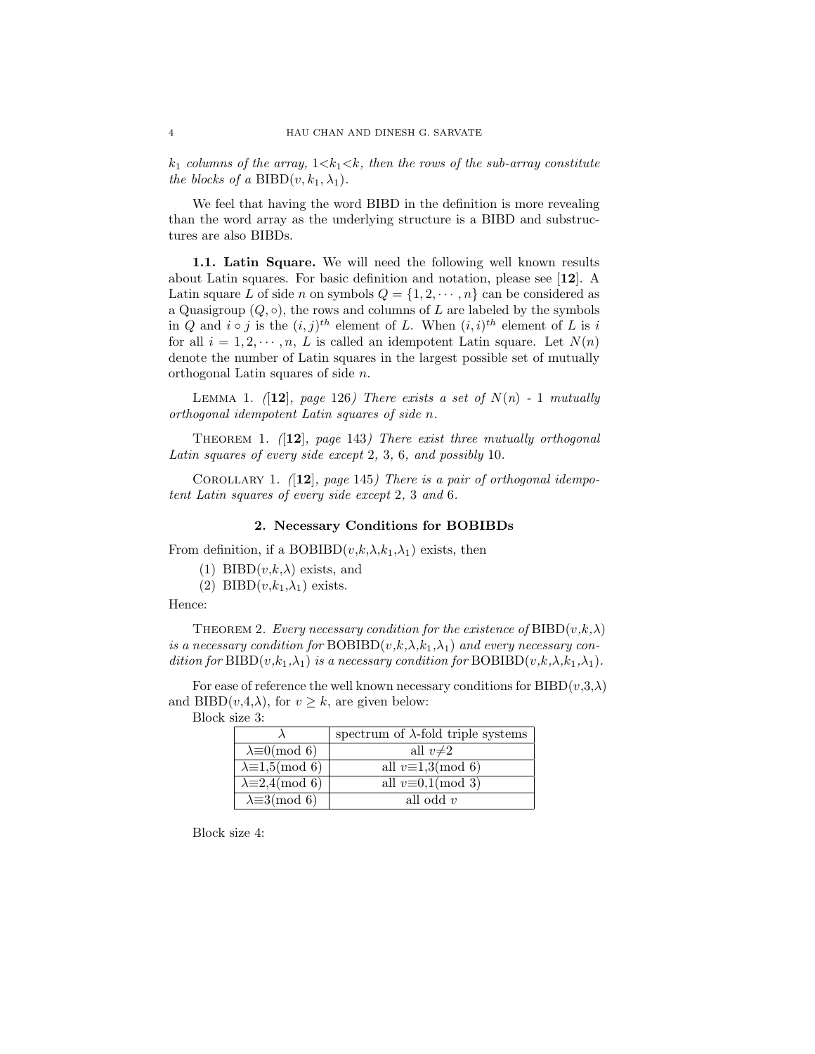*$k_1$ columns of the array, $1<k_1<k$, then the rows of the sub-array constitute the blocks of a* BIBD$(v, k_1, \lambda_1)$.

We feel that having the word BIBD in the definition is more revealing than the word array as the underlying structure is a BIBD and substructures are also BIBDs.

**1.1. Latin Square.** We will need the following well known results about Latin squares. For basic definition and notation, please see [**12**]. A Latin square $L$ of side $n$ on symbols $Q = \{1, 2, \cdots, n\}$ can be considered as a Quasigroup $(Q, \circ)$, the rows and columns of $L$ are labeled by the symbols in $Q$ and $i \circ j$ is the $(i, j)^{th}$ element of $L$. When $(i, i)^{th}$ element of $L$ is $i$ for all $i = 1, 2, \cdots, n$, $L$ is called an idempotent Latin square. Let $N(n)$ denote the number of Latin squares in the largest possible set of mutually orthogonal Latin squares of side $n$.

Lemma 1. *([**12**], page 126) There exists a set of $N(n)$ - 1 mutually orthogonal idempotent Latin squares of side $n$.*

Theorem 1. *([**12**], page 143) There exist three mutually orthogonal Latin squares of every side except 2, 3, 6, and possibly 10.*

Corollary 1. *([**12**], page 145) There is a pair of orthogonal idempotent Latin squares of every side except 2, 3 and 6.*

## 2. Necessary Conditions for BOBIBDs

From definition, if a BOBIBD$(v,k,\lambda,k_1,\lambda_1)$ exists, then

1. BIBD$(v,k,\lambda)$ exists, and
2. BIBD$(v,k_1,\lambda_1)$ exists.

Hence:

Theorem 2. *Every necessary condition for the existence of* BIBD$(v,k,\lambda)$ *is a necessary condition for* BOBIBD$(v,k,\lambda,k_1,\lambda_1)$ *and every necessary condition for* BIBD$(v,k_1,\lambda_1)$ *is a necessary condition for* BOBIBD$(v,k,\lambda,k_1,\lambda_1)$.

For ease of reference the well known necessary conditions for BIBD$(v,3,\lambda)$ and BIBD$(v,4,\lambda)$, for $v \geq k$, are given below:

Block size 3:

| $\lambda$ | spectrum of $\lambda$-fold triple systems |
|---|---|
| $\lambda \equiv 0 \pmod 6$ | all $v \neq 2$ |
| $\lambda \equiv 1,5 \pmod 6$ | all $v \equiv 1,3 \pmod 6$ |
| $\lambda \equiv 2,4 \pmod 6$ | all $v \equiv 0,1 \pmod 3$ |
| $\lambda \equiv 3 \pmod 6$ | all odd $v$ |

Block size 4: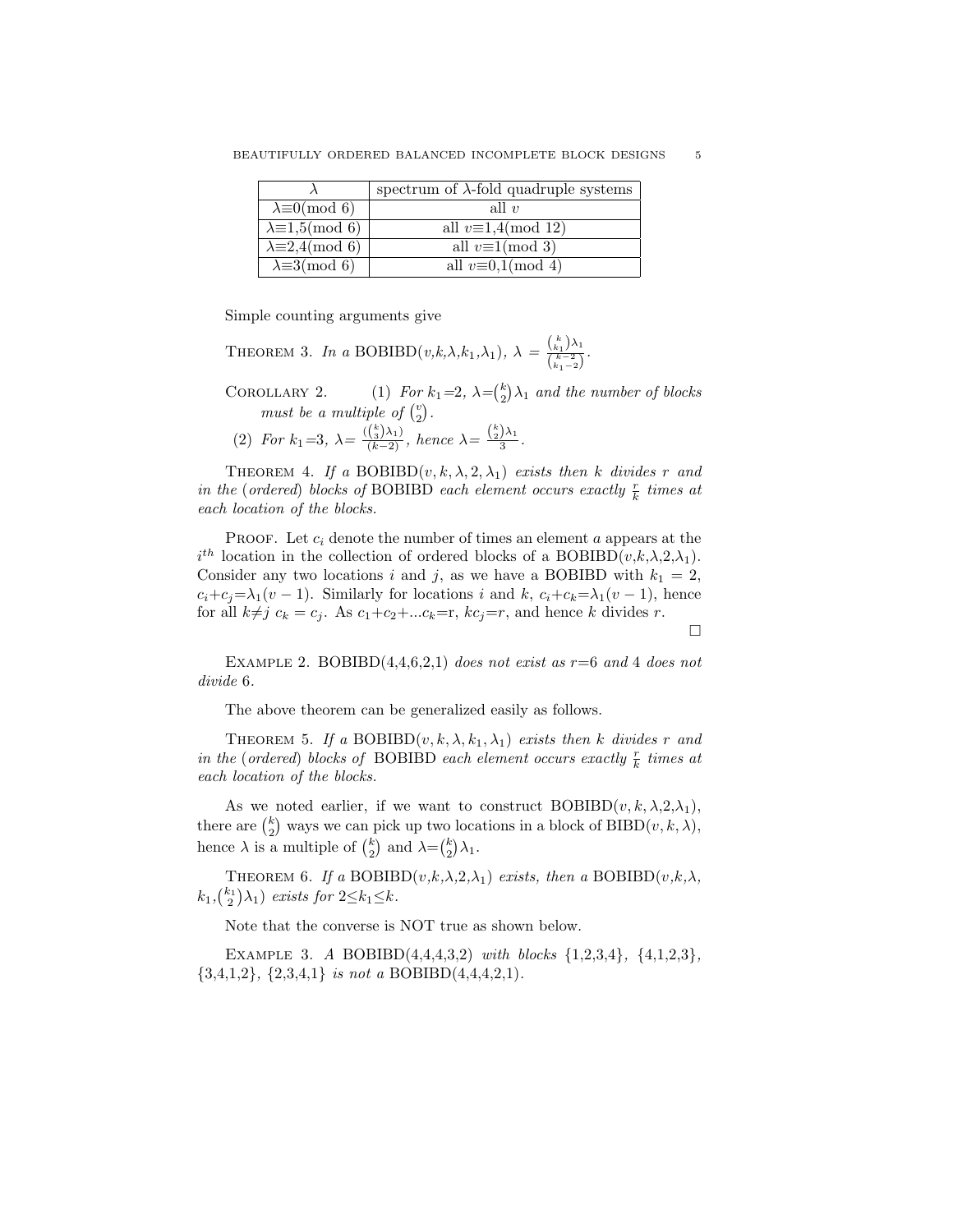| $\lambda$ | spectrum of $\lambda$-fold quadruple systems |
|---|---|
| $\lambda \equiv 0 \pmod 6$ | all $v$ |
| $\lambda \equiv 1,5 \pmod 6$ | all $v \equiv 1,4 \pmod{12}$ |
| $\lambda \equiv 2,4 \pmod 6$ | all $v \equiv 1 \pmod 3$ |
| $\lambda \equiv 3 \pmod 6$ | all $v \equiv 0,1 \pmod 4$ |

Simple counting arguments give

THEOREM 3. *In a* BOBIBD($v$,$k$,$\lambda$,$k_1$,$\lambda_1$), $\lambda = \frac{\binom{k}{k_1}\lambda_1}{\binom{k-2}{k_1-2}}$.

COROLLARY 2. (1) *For* $k_1$=2, $\lambda$=$\binom{k}{2}\lambda_1$ *and the number of blocks must be a multiple of* $\binom{v}{2}$.

(2) *For* $k_1$=3, $\lambda$= $\frac{(\binom{k}{3}\lambda_1)}{(k-2)}$, *hence* $\lambda$= $\frac{\binom{k}{2}\lambda_1}{3}$.

THEOREM 4. *If a* BOBIBD$(v, k, \lambda, 2, \lambda_1)$ *exists then* $k$ *divides* $r$ *and in the* (*ordered*) *blocks of* BOBIBD *each element occurs exactly* $\frac{r}{k}$ *times at each location of the blocks.*

PROOF. Let $c_i$ denote the number of times an element $a$ appears at the $i^{th}$ location in the collection of ordered blocks of a BOBIBD($v$,$k$,$\lambda$,2,$\lambda_1$). Consider any two locations $i$ and $j$, as we have a BOBIBD with $k_1$ = 2, $c_i$+$c_j$=$\lambda_1(v-1)$. Similarly for locations $i$ and $k$, $c_i$+$c_k$=$\lambda_1(v-1)$, hence for all $k$≠$j$ $c_k = c_j$. As $c_1$+$c_2$+...$c_k$=r, $kc_j$=$r$, and hence $k$ divides $r$. □

EXAMPLE 2. BOBIBD(4,4,6,2,1) *does not exist as* $r$=6 *and* 4 *does not divide* 6.

The above theorem can be generalized easily as follows.

THEOREM 5. *If a* BOBIBD$(v, k, \lambda, k_1, \lambda_1)$ *exists then* $k$ *divides* $r$ *and in the* (*ordered*) *blocks of* BOBIBD *each element occurs exactly* $\frac{r}{k}$ *times at each location of the blocks.*

As we noted earlier, if we want to construct BOBIBD$(v, k, \lambda$,2,$\lambda_1)$, there are $\binom{k}{2}$ ways we can pick up two locations in a block of BIBD$(v, k, \lambda)$, hence $\lambda$ is a multiple of $\binom{k}{2}$ and $\lambda$=$\binom{k}{2}\lambda_1$.

THEOREM 6. *If a* BOBIBD($v$,$k$,$\lambda$,2,$\lambda_1$) *exists, then a* BOBIBD($v$,$k$,$\lambda$, $k_1$,$\binom{k_1}{2}\lambda_1$) *exists for* 2≤$k_1$≤$k$.

Note that the converse is NOT true as shown below.

EXAMPLE 3. *A* BOBIBD(4,4,4,3,2) *with blocks* {1,2,3,4}, {4,1,2,3}, {3,4,1,2}, {2,3,4,1} *is not a* BOBIBD(4,4,4,2,1).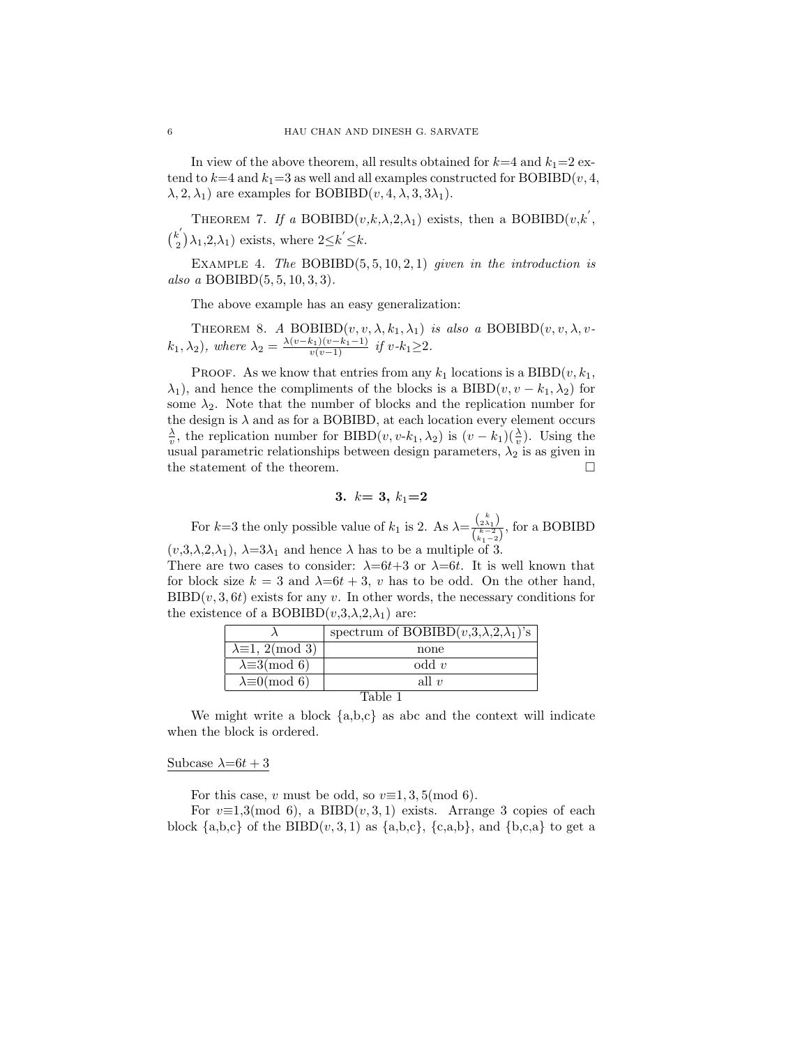In view of the above theorem, all results obtained for $k$=4 and $k_1$=2 extend to $k$=4 and $k_1$=3 as well and all examples constructed for BOBIBD($v, 4, \lambda, 2, \lambda_1$) are examples for BOBIBD($v, 4, \lambda, 3, 3\lambda_1$).

THEOREM 7. *If a* BOBIBD($v$,$k$,$\lambda$,2,$\lambda_1$) *exists, then a* BOBIBD($v$,$k^{'}$, $\binom{k^{'}}{2}\lambda_1$,2,$\lambda_1$) *exists, where* $2 \leq k^{'} \leq k$.

EXAMPLE 4. *The* BOBIBD$(5, 5, 10, 2, 1)$ *given in the introduction is also a* BOBIBD$(5, 5, 10, 3, 3)$.

The above example has an easy generalization:

THEOREM 8. *A* BOBIBD$(v, v, \lambda, k_1, \lambda_1)$ *is also a* BOBIBD($v, v, \lambda, v$-$k_1, \lambda_2$)*, where* $\lambda_2 = \frac{\lambda(v-k_1)(v-k_1-1)}{v(v-1)}$ *if* $v$-$k_1 \geq 2$.

PROOF. As we know that entries from any $k_1$ locations is a BIBD($v, k_1, \lambda_1$), and hence the compliments of the blocks is a BIBD$(v, v - k_1, \lambda_2)$ for some $\lambda_2$. Note that the number of blocks and the replication number for the design is $\lambda$ and as for a BOBIBD, at each location every element occurs $\frac{\lambda}{v}$, the replication number for BIBD($v$, $v$-$k_1, \lambda_2$) is $(v - k_1)(\frac{\lambda}{v})$. Using the usual parametric relationships between design parameters, $\lambda_2$ is as given in the statement of the theorem. □

## 3. $k$= 3, $k_1$=2

For $k$=3 the only possible value of $k_1$ is 2. As $\lambda = \frac{\binom{k}{2\lambda_1}}{\binom{k-2}{k_1-2}}$, for a BOBIBD ($v$,3,$\lambda$,2,$\lambda_1$), $\lambda$=3$\lambda_1$ and hence $\lambda$ has to be a multiple of 3.
There are two cases to consider: $\lambda$=6$t$+3 or $\lambda$=6$t$. It is well known that for block size $k = 3$ and $\lambda$=$6t + 3$, $v$ has to be odd. On the other hand, BIBD$(v, 3, 6t)$ exists for any $v$. In other words, the necessary conditions for the existence of a BOBIBD($v$,3,$\lambda$,2,$\lambda_1$) are:

| $\lambda$ | spectrum of BOBIBD($v$,3,$\lambda$,2,$\lambda_1$)'s |
|---|---|
| $\lambda \equiv 1, 2 \pmod 3$ | none |
| $\lambda \equiv 3 \pmod 6$ | odd $v$ |
| $\lambda \equiv 0 \pmod 6$ | all $v$ |

Table 1

We might write a block {a,b,c} as abc and the context will indicate when the block is ordered.

Subcase $\lambda$=$6t + 3$

For this case, $v$ must be odd, so $v \equiv 1, 3, 5 \pmod 6$.

For $v \equiv 1,3 \pmod 6$, a BIBD$(v, 3, 1)$ exists. Arrange 3 copies of each block {a,b,c} of the BIBD$(v, 3, 1)$ as {a,b,c}, {c,a,b}, and {b,c,a} to get a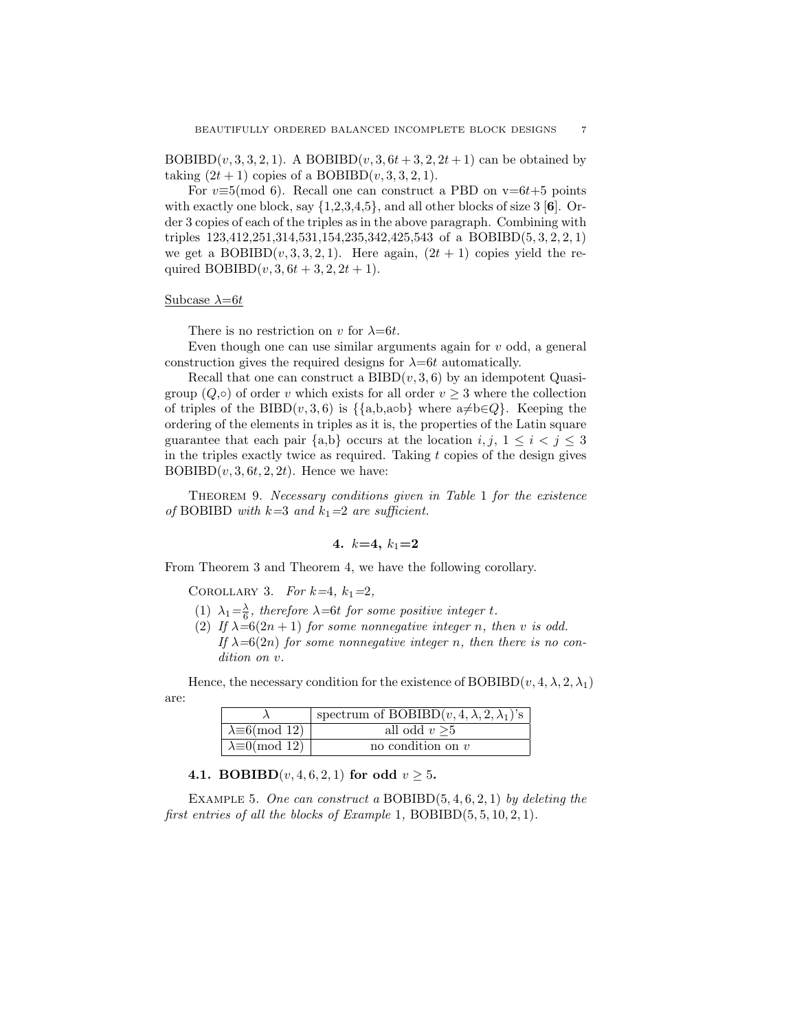BOBIBD$(v,3,3,2,1)$. A BOBIBD$(v,3,6t+3,2,2t+1)$ can be obtained by taking $(2t+1)$ copies of a BOBIBD$(v,3,3,2,1)$.

For $v\equiv5 \pmod 6$. Recall one can construct a PBD on $v=6t+5$ points with exactly one block, say {1,2,3,4,5}, and all other blocks of size 3 [**6**]. Order 3 copies of each of the triples as in the above paragraph. Combining with triples 123,412,251,314,531,154,235,342,425,543 of a BOBIBD$(5,3,2,2,1)$ we get a BOBIBD$(v,3,3,2,1)$. Here again, $(2t+1)$ copies yield the required BOBIBD$(v,3,6t+3,2,2t+1)$.

<u>Subcase $\lambda=6t$</u>

There is no restriction on $v$ for $\lambda=6t$.

Even though one can use similar arguments again for $v$ odd, a general construction gives the required designs for $\lambda=6t$ automatically.

Recall that one can construct a BIBD$(v,3,6)$ by an idempotent Quasigroup $(Q,\circ)$ of order $v$ which exists for all order $v\geq 3$ where the collection of triples of the BIBD$(v,3,6)$ is $\{\{a,b,a\circ b\}$ where $a\neq b\in Q\}$. Keeping the ordering of the elements in triples as it is, the properties of the Latin square guarantee that each pair $\{a,b\}$ occurs at the location $i,j$, $1\leq i<j\leq 3$ in the triples exactly twice as required. Taking $t$ copies of the design gives BOBIBD$(v,3,6t,2,2t)$. Hence we have:

Theorem 9. *Necessary conditions given in Table 1 for the existence of* BOBIBD *with $k=3$ and $k_1=2$ are sufficient.*

## 4. $k=4$, $k_1=2$

From Theorem 3 and Theorem 4, we have the following corollary.

Corollary 3. *For $k=4$, $k_1=2$,*

1. *$\lambda_1=\frac{\lambda}{6}$, therefore $\lambda=6t$ for some positive integer $t$.*
2. *If $\lambda=6(2n+1)$ for some nonnegative integer $n$, then $v$ is odd.*
   *If $\lambda=6(2n)$ for some nonnegative integer $n$, then there is no condition on $v$.*

Hence, the necessary condition for the existence of BOBIBD$(v,4,\lambda,2,\lambda_1)$ are:

| $\lambda$ | spectrum of BOBIBD$(v,4,\lambda,2,\lambda_1)$'s |
|---|---|
| $\lambda\equiv6 \pmod{12}$ | all odd $v\geq5$ |
| $\lambda\equiv0 \pmod{12}$ | no condition on $v$ |

### 4.1. BOBIBD$(v,4,6,2,1)$ for odd $v\geq5$.

Example 5. *One can construct a* BOBIBD$(5,4,6,2,1)$ *by deleting the first entries of all the blocks of Example* 1, BOBIBD$(5,5,10,2,1)$.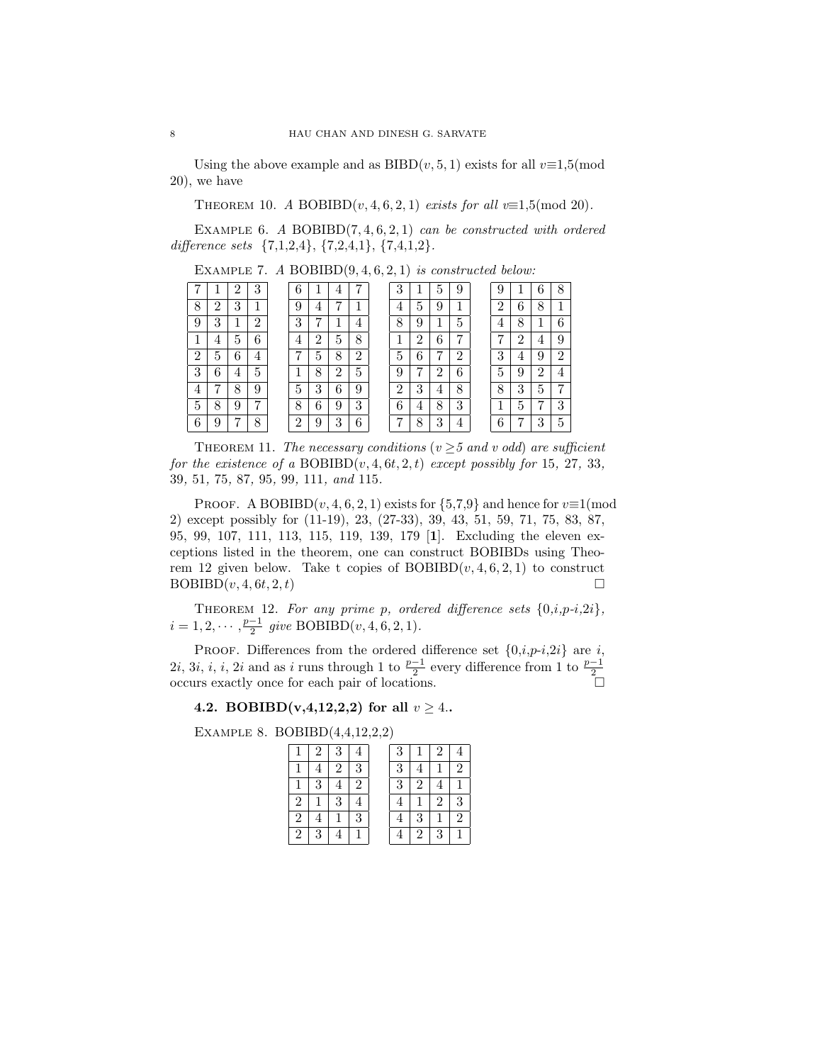Using the above example and as BIBD$(v, 5, 1)$ exists for all $v \equiv 1,5 \pmod{20}$, we have

THEOREM 10. *A* BOBIBD$(v, 4, 6, 2, 1)$ *exists for all* $v \equiv 1,5 \pmod{20}$.

EXAMPLE 6. *A* BOBIBD$(7, 4, 6, 2, 1)$ *can be constructed with ordered difference sets* {7,1,2,4}, {7,2,4,1}, {7,4,1,2}.

EXAMPLE 7. *A* BOBIBD$(9, 4, 6, 2, 1)$ *is constructed below:*

| | | | |
|---|---|---|---|
| 7 | 1 | 2 | 3 |
| 8 | 2 | 3 | 1 |
| 9 | 3 | 1 | 2 |
| 1 | 4 | 5 | 6 |
| 2 | 5 | 6 | 4 |
| 3 | 6 | 4 | 5 |
| 4 | 7 | 8 | 9 |
| 5 | 8 | 9 | 7 |
| 6 | 9 | 7 | 8 |

| | | | |
|---|---|---|---|
| 6 | 1 | 4 | 7 |
| 9 | 4 | 7 | 1 |
| 3 | 7 | 1 | 4 |
| 4 | 2 | 5 | 8 |
| 7 | 5 | 8 | 2 |
| 1 | 8 | 2 | 5 |
| 5 | 3 | 6 | 9 |
| 8 | 6 | 9 | 3 |
| 2 | 9 | 3 | 6 |

| | | | |
|---|---|---|---|
| 3 | 1 | 5 | 9 |
| 4 | 5 | 9 | 1 |
| 8 | 9 | 1 | 5 |
| 1 | 2 | 6 | 7 |
| 5 | 6 | 7 | 2 |
| 9 | 7 | 2 | 6 |
| 2 | 3 | 4 | 8 |
| 6 | 4 | 8 | 3 |
| 7 | 8 | 3 | 4 |

| | | | |
|---|---|---|---|
| 9 | 1 | 6 | 8 |
| 2 | 6 | 8 | 1 |
| 4 | 8 | 1 | 6 |
| 7 | 2 | 4 | 9 |
| 3 | 4 | 9 | 2 |
| 5 | 9 | 2 | 4 |
| 8 | 3 | 5 | 7 |
| 1 | 5 | 7 | 3 |
| 6 | 7 | 3 | 5 |

THEOREM 11. *The necessary conditions ($v \geq 5$ and $v$ odd) are sufficient for the existence of a* BOBIBD$(v, 4, 6t, 2, t)$ *except possibly for* 15, 27, 33, 39, 51, 75, 87, 95, 99, 111, *and* 115.

PROOF. A BOBIBD$(v, 4, 6, 2, 1)$ exists for {5,7,9} and hence for $v \equiv 1 \pmod 2$ except possibly for (11-19), 23, (27-33), 39, 43, 51, 59, 71, 75, 83, 87, 95, 99, 107, 111, 113, 115, 119, 139, 179 [**1**]. Excluding the eleven exceptions listed in the theorem, one can construct BOBIBDs using Theorem 12 given below. Take t copies of BOBIBD$(v, 4, 6, 2, 1)$ to construct BOBIBD$(v, 4, 6t, 2, t)$ □

THEOREM 12. *For any prime p, ordered difference sets* $\{0,i,p\text{-}i,2i\}$, $i = 1, 2, \cdots, \frac{p-1}{2}$ *give* BOBIBD$(v, 4, 6, 2, 1)$.

PROOF. Differences from the ordered difference set $\{0,i,p\text{-}i,2i\}$ are $i$, $2i$, $3i$, $i$, $i$, $2i$ and as $i$ runs through 1 to $\frac{p-1}{2}$ every difference from 1 to $\frac{p-1}{2}$ occurs exactly once for each pair of locations. □

### 4.2. BOBIBD(v,4,12,2,2) for all $v \geq 4$.

EXAMPLE 8. BOBIBD(4,4,12,2,2)

| | | | |
|---|---|---|---|
| 1 | 2 | 3 | 4 |
| 1 | 4 | 2 | 3 |
| 1 | 3 | 4 | 2 |
| 2 | 1 | 3 | 4 |
| 2 | 4 | 1 | 3 |
| 2 | 3 | 4 | 1 |

| | | | |
|---|---|---|---|
| 3 | 1 | 2 | 4 |
| 3 | 4 | 1 | 2 |
| 3 | 2 | 4 | 1 |
| 4 | 1 | 2 | 3 |
| 4 | 3 | 1 | 2 |
| 4 | 2 | 3 | 1 |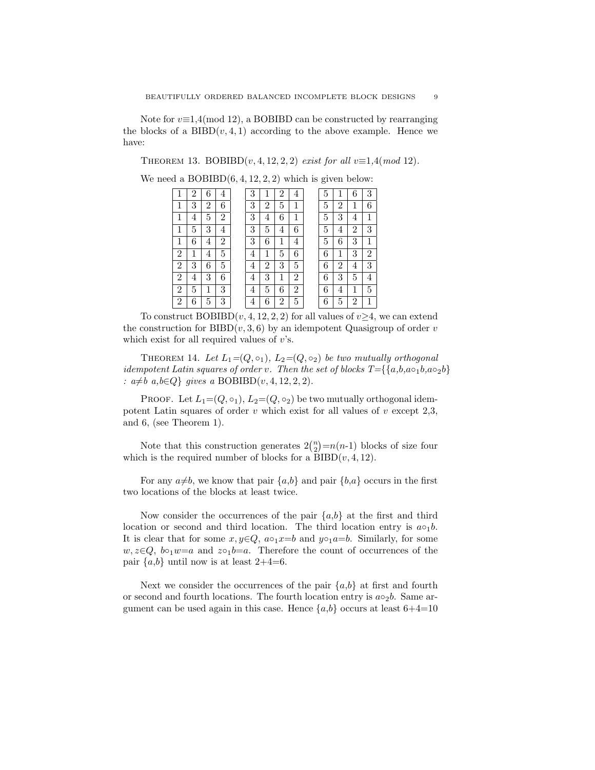Note for $v \equiv 1,4 \pmod{12}$, a BOBIBD can be constructed by rearranging the blocks of a BIBD$(v,4,1)$ according to the above example. Hence we have:

Theorem 13. *BOBIBD$(v,4,12,2,2)$ exist for all $v \equiv 1,4 \pmod{12}$.*

We need a BOBIBD$(6,4,12,2,2)$ which is given below:

| | | | |
|---|---|---|---|
| 1 | 2 | 6 | 4 |
| 1 | 3 | 2 | 6 |
| 1 | 4 | 5 | 2 |
| 1 | 5 | 3 | 4 |
| 1 | 6 | 4 | 2 |
| 2 | 1 | 4 | 5 |
| 2 | 3 | 6 | 5 |
| 2 | 4 | 3 | 6 |
| 2 | 5 | 1 | 3 |
| 2 | 6 | 5 | 3 |

| | | | |
|---|---|---|---|
| 3 | 1 | 2 | 4 |
| 3 | 2 | 5 | 1 |
| 3 | 4 | 6 | 1 |
| 3 | 5 | 4 | 6 |
| 3 | 6 | 1 | 4 |
| 4 | 1 | 5 | 6 |
| 4 | 2 | 3 | 5 |
| 4 | 3 | 1 | 2 |
| 4 | 5 | 6 | 2 |
| 4 | 6 | 2 | 5 |

| | | | |
|---|---|---|---|
| 5 | 1 | 6 | 3 |
| 5 | 2 | 1 | 6 |
| 5 | 3 | 4 | 1 |
| 5 | 4 | 2 | 3 |
| 5 | 6 | 3 | 1 |
| 6 | 1 | 3 | 2 |
| 6 | 2 | 4 | 3 |
| 6 | 3 | 5 | 4 |
| 6 | 4 | 1 | 5 |
| 6 | 5 | 2 | 1 |

To construct BOBIBD$(v,4,12,2,2)$ for all values of $v \geq 4$, we can extend the construction for BIBD$(v,3,6)$ by an idempotent Quasigroup of order $v$ which exist for all required values of $v$'s.

Theorem 14. *Let $L_1=(Q,\circ_1)$, $L_2=(Q,\circ_2)$ be two mutually orthogonal idempotent Latin squares of order $v$. Then the set of blocks $T=\{\{a,b,a\circ_1 b,a\circ_2 b\} : a\neq b \ a,b\in Q\}$ gives a BOBIBD$(v,4,12,2,2)$.*

Proof. Let $L_1=(Q,\circ_1)$, $L_2=(Q,\circ_2)$ be two mutually orthogonal idempotent Latin squares of order $v$ which exist for all values of $v$ except 2,3, and 6, (see Theorem 1).

Note that this construction generates $2\binom{n}{2}=n(n\text{-}1)$ blocks of size four which is the required number of blocks for a BIBD$(v,4,12)$.

For any $a\neq b$, we know that pair $\{a,b\}$ and pair $\{b,a\}$ occurs in the first two locations of the blocks at least twice.

Now consider the occurrences of the pair $\{a,b\}$ at the first and third location or second and third location. The third location entry is $a\circ_1 b$. It is clear that for some $x,y\in Q$, $a\circ_1 x=b$ and $y\circ_1 a=b$. Similarly, for some $w,z\in Q$, $b\circ_1 w=a$ and $z\circ_1 b=a$. Therefore the count of occurrences of the pair $\{a,b\}$ until now is at least 2+4=6.

Next we consider the occurrences of the pair $\{a,b\}$ at first and fourth or second and fourth locations. The fourth location entry is $a\circ_2 b$. Same argument can be used again in this case. Hence $\{a,b\}$ occurs at least 6+4=10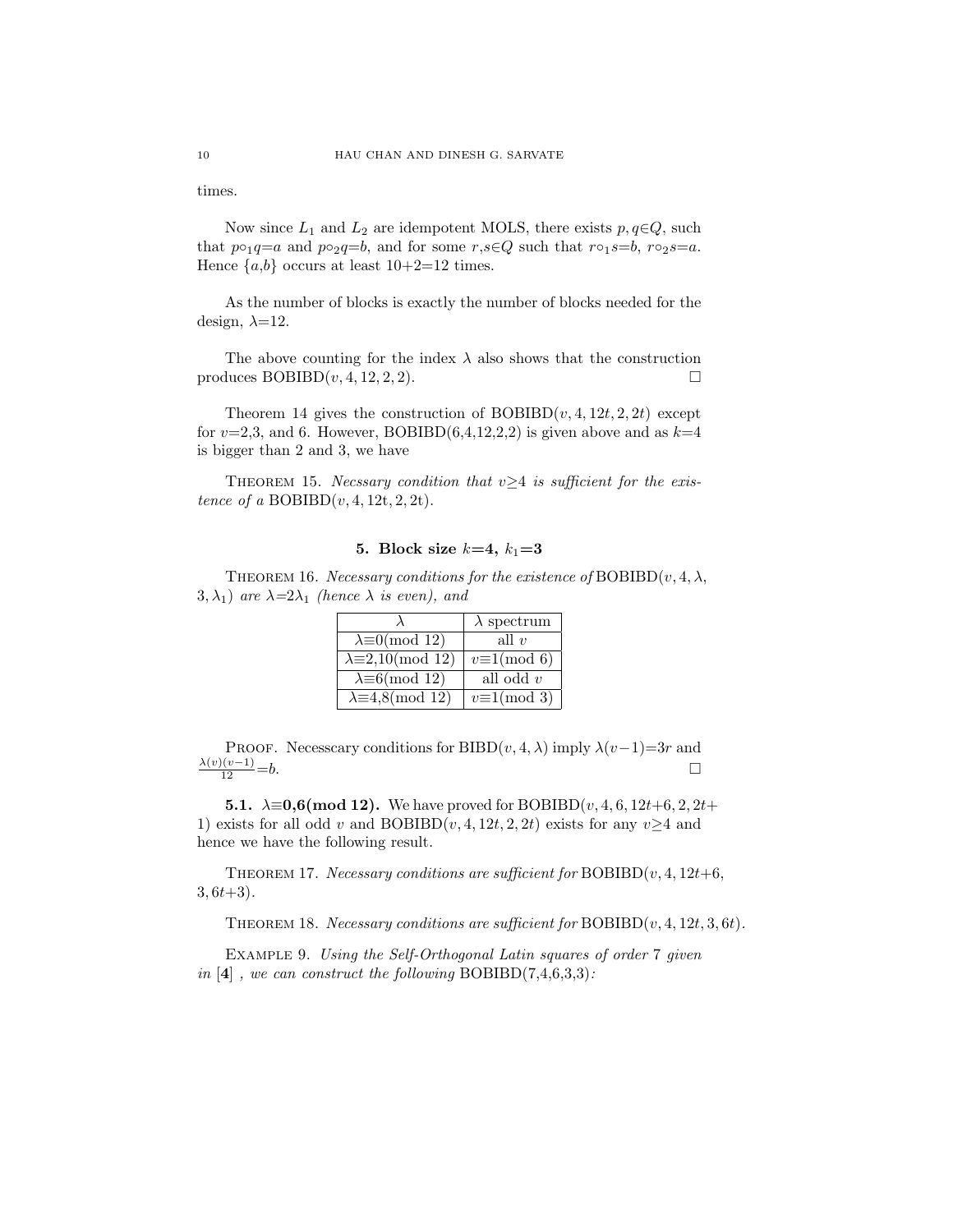times.

Now since $L_1$ and $L_2$ are idempotent MOLS, there exists $p, q \in Q$, such that $p \circ_1 q = a$ and $p \circ_2 q = b$, and for some $r, s \in Q$ such that $r \circ_1 s = b$, $r \circ_2 s = a$. Hence $\{a,b\}$ occurs at least $10+2=12$ times.

As the number of blocks is exactly the number of blocks needed for the design, $\lambda=12$.

The above counting for the index $\lambda$ also shows that the construction produces BOBIBD$(v, 4, 12, 2, 2)$. □

Theorem 14 gives the construction of BOBIBD$(v, 4, 12t, 2, 2t)$ except for $v$=2,3, and 6. However, BOBIBD(6,4,12,2,2) is given above and as $k$=4 is bigger than 2 and 3, we have

THEOREM 15. *Necssary condition that $v \geq 4$ is sufficient for the existence of a* BOBIBD$(v, 4, 12t, 2, 2t)$.

## 5. Block size $k$=4, $k_1$=3

THEOREM 16. *Necessary conditions for the existence of* BOBIBD$(v, 4, \lambda, 3, \lambda_1)$ *are $\lambda = 2\lambda_1$ (hence $\lambda$ is even), and*

| $\lambda$ | $\lambda$ spectrum |
|---|---|
| $\lambda \equiv 0 (\text{mod } 12)$ | all $v$ |
| $\lambda \equiv 2,10 (\text{mod } 12)$ | $v \equiv 1 (\text{mod } 6)$ |
| $\lambda \equiv 6 (\text{mod } 12)$ | all odd $v$ |
| $\lambda \equiv 4,8 (\text{mod } 12)$ | $v \equiv 1 (\text{mod } 3)$ |

PROOF. Necesscary conditions for BIBD$(v, 4, \lambda)$ imply $\lambda(v-1) = 3r$ and $\frac{\lambda(v)(v-1)}{12} = b$. □

**5.1. $\lambda \equiv$0,6(mod 12).** We have proved for BOBIBD$(v, 4, 6, 12t+6, 2, 2t+1)$ exists for all odd $v$ and BOBIBD$(v, 4, 12t, 2, 2t)$ exists for any $v \geq 4$ and hence we have the following result.

THEOREM 17. *Necessary conditions are sufficient for* BOBIBD$(v, 4, 12t+6, 3, 6t+3)$.

THEOREM 18. *Necessary conditions are sufficient for* BOBIBD$(v, 4, 12t, 3, 6t)$.

EXAMPLE 9. *Using the Self-Orthogonal Latin squares of order 7 given in* [**4**] *, we can construct the following* BOBIBD(7,4,6,3,3)*:*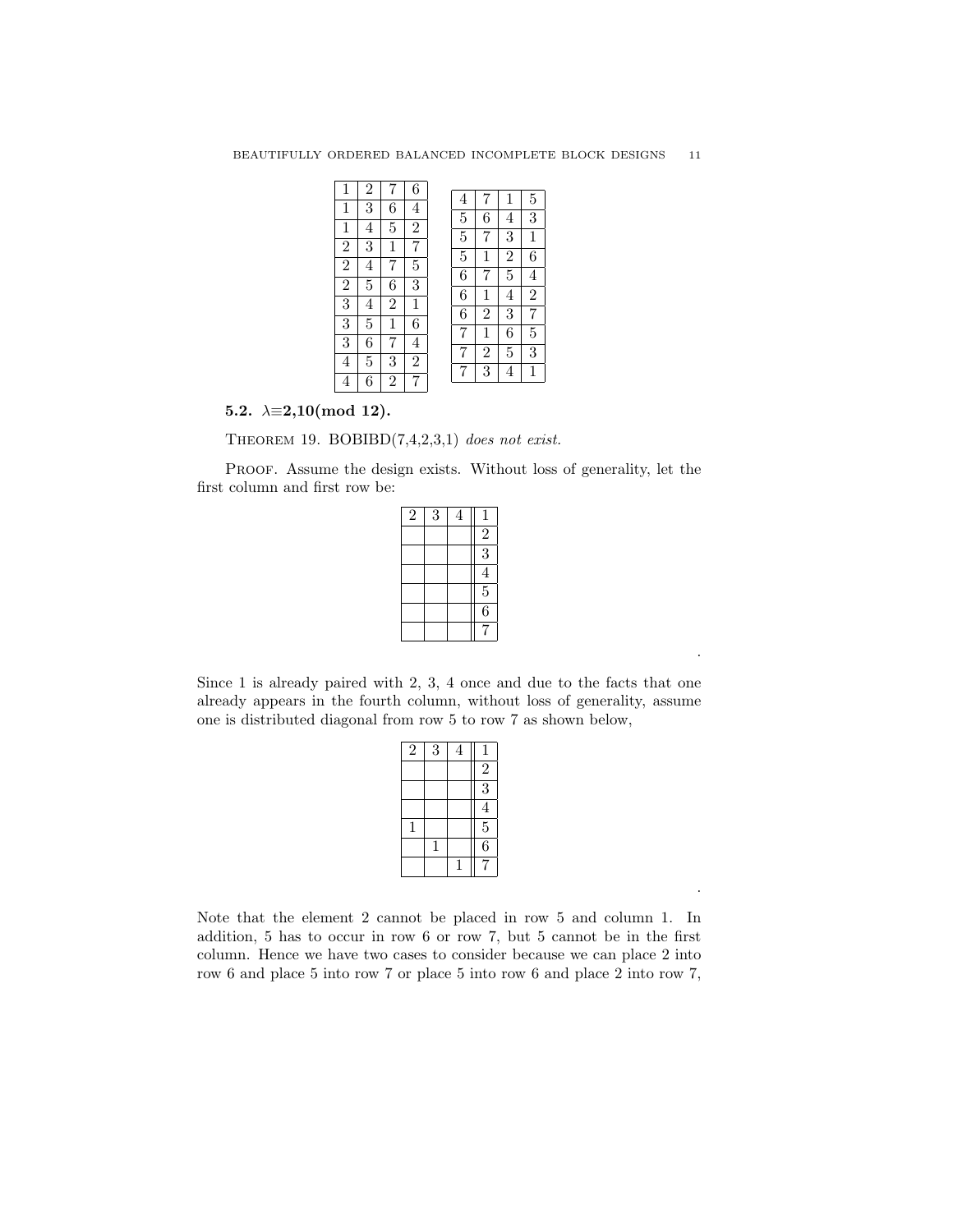| 1 | 2 | 7 | 6 |
|---|---|---|---|
| 1 | 3 | 6 | 4 |
| 1 | 4 | 5 | 2 |
| 2 | 3 | 1 | 7 |
| 2 | 4 | 7 | 5 |
| 2 | 5 | 6 | 3 |
| 3 | 4 | 2 | 1 |
| 3 | 5 | 1 | 6 |
| 3 | 6 | 7 | 4 |
| 4 | 5 | 3 | 2 |
| 4 | 6 | 2 | 7 |

| 4 | 7 | 1 | 5 |
|---|---|---|---|
| 5 | 6 | 4 | 3 |
| 5 | 7 | 3 | 1 |
| 5 | 1 | 2 | 6 |
| 6 | 7 | 5 | 4 |
| 6 | 1 | 4 | 2 |
| 6 | 2 | 3 | 7 |
| 7 | 1 | 6 | 5 |
| 7 | 2 | 5 | 3 |
| 7 | 3 | 4 | 1 |

### 5.2. $\lambda \equiv 2, 10 \pmod{12}$.

THEOREM 19. BOBIBD(7,4,2,3,1) *does not exist.*

PROOF. Assume the design exists. Without loss of generality, let the first column and first row be:

| 2 | 3 | 4 | 1 |
|---|---|---|---|
| | | | 2 |
| | | | 3 |
| | | | 4 |
| | | | 5 |
| | | | 6 |
| | | | 7 |

.

Since 1 is already paired with 2, 3, 4 once and due to the facts that one already appears in the fourth column, without loss of generality, assume one is distributed diagonal from row 5 to row 7 as shown below,

| 2 | 3 | 4 | 1 |
|---|---|---|---|
| | | | 2 |
| | | | 3 |
| | | | 4 |
| 1 | | | 5 |
| | 1 | | 6 |
| | | 1 | 7 |

.

Note that the element 2 cannot be placed in row 5 and column 1. In addition, 5 has to occur in row 6 or row 7, but 5 cannot be in the first column. Hence we have two cases to consider because we can place 2 into row 6 and place 5 into row 7 or place 5 into row 6 and place 2 into row 7,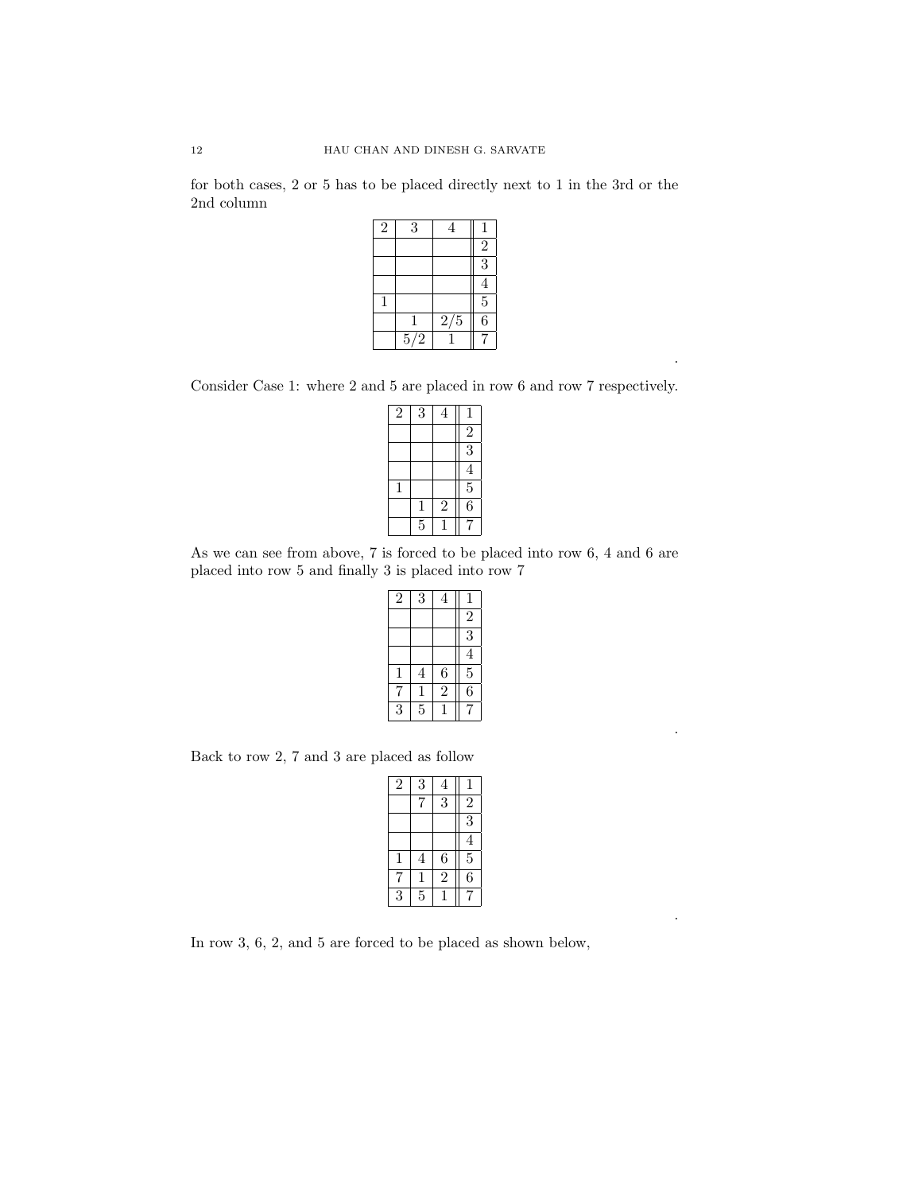for both cases, 2 or 5 has to be placed directly next to 1 in the 3rd or the 2nd column

| | | | |
|---|---|---|---|
| 2 | 3 | 4 | 1 |
| | | | 2 |
| | | | 3 |
| | | | 4 |
| 1 | | | 5 |
| | 1 | 2/5 | 6 |
| | 5/2 | 1 | 7 |

.

Consider Case 1: where 2 and 5 are placed in row 6 and row 7 respectively.

| | | | |
|---|---|---|---|
| 2 | 3 | 4 | 1 |
| | | | 2 |
| | | | 3 |
| | | | 4 |
| 1 | | | 5 |
| | 1 | 2 | 6 |
| | 5 | 1 | 7 |

As we can see from above, 7 is forced to be placed into row 6, 4 and 6 are placed into row 5 and finally 3 is placed into row 7

| | | | |
|---|---|---|---|
| 2 | 3 | 4 | 1 |
| | | | 2 |
| | | | 3 |
| | | | 4 |
| 1 | 4 | 6 | 5 |
| 7 | 1 | 2 | 6 |
| 3 | 5 | 1 | 7 |

.

Back to row 2, 7 and 3 are placed as follow

| | | | |
|---|---|---|---|
| 2 | 3 | 4 | 1 |
| | 7 | 3 | 2 |
| | | | 3 |
| | | | 4 |
| 1 | 4 | 6 | 5 |
| 7 | 1 | 2 | 6 |
| 3 | 5 | 1 | 7 |

.

In row 3, 6, 2, and 5 are forced to be placed as shown below,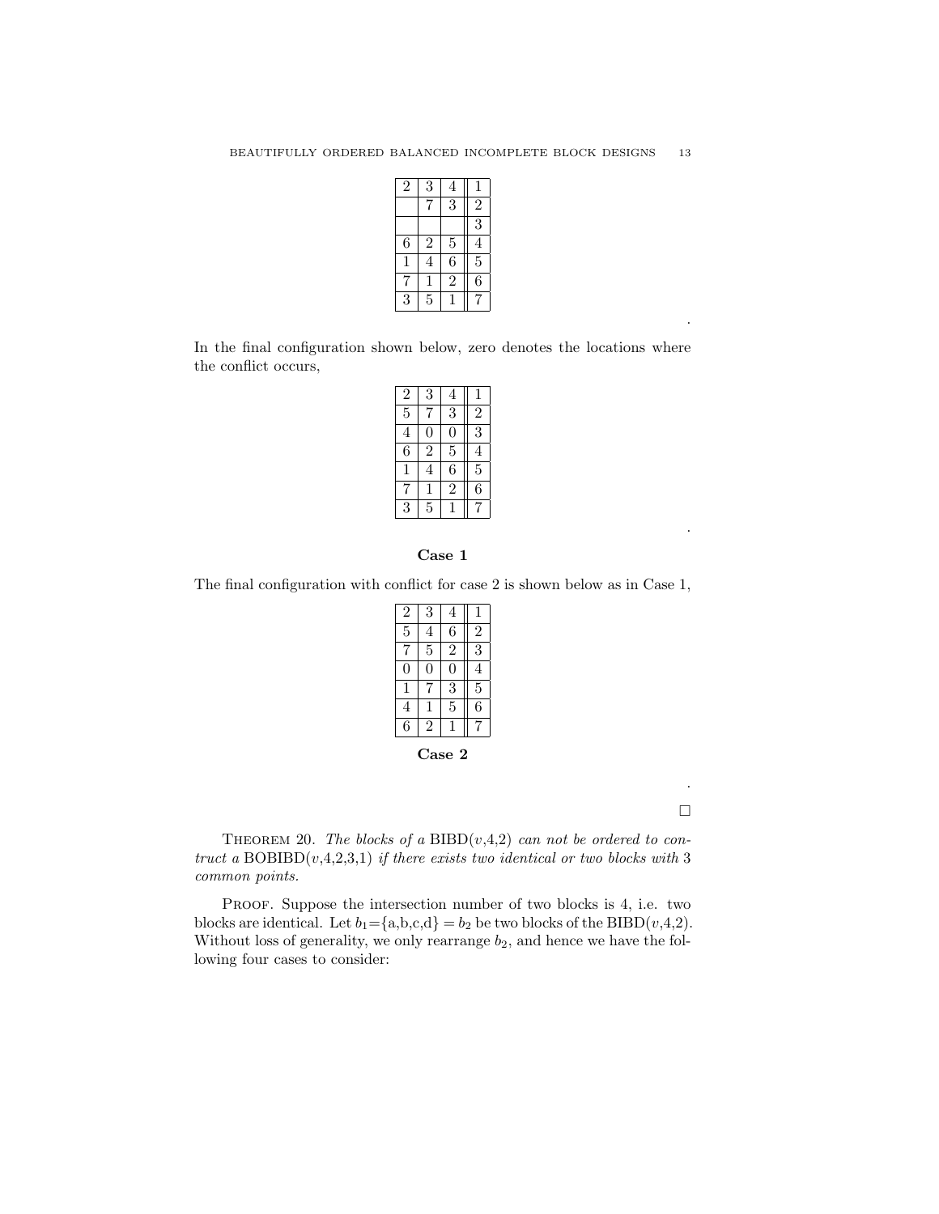| | | | |
|---|---|---|---|
| 2 | 3 | 4 | 1 |
| | 7 | 3 | 2 |
| | | | 3 |
| 6 | 2 | 5 | 4 |
| 1 | 4 | 6 | 5 |
| 7 | 1 | 2 | 6 |
| 3 | 5 | 1 | 7 |

.

In the final configuration shown below, zero denotes the locations where the conflict occurs,

| | | | |
|---|---|---|---|
| 2 | 3 | 4 | 1 |
| 5 | 7 | 3 | 2 |
| 4 | 0 | 0 | 3 |
| 6 | 2 | 5 | 4 |
| 1 | 4 | 6 | 5 |
| 7 | 1 | 2 | 6 |
| 3 | 5 | 1 | 7 |

.

**Case 1**

The final configuration with conflict for case 2 is shown below as in Case 1,

| | | | |
|---|---|---|---|
| 2 | 3 | 4 | 1 |
| 5 | 4 | 6 | 2 |
| 7 | 5 | 2 | 3 |
| 0 | 0 | 0 | 4 |
| 1 | 7 | 3 | 5 |
| 4 | 1 | 5 | 6 |
| 6 | 2 | 1 | 7 |

**Case 2**

.

□

THEOREM 20. *The blocks of a* BIBD($v$,4,2) *can not be ordered to contruct a* BOBIBD($v$,4,2,3,1) *if there exists two identical or two blocks with* 3 *common points.*

PROOF. Suppose the intersection number of two blocks is 4, i.e. two blocks are identical. Let $b_1$={a,b,c,d} = $b_2$ be two blocks of the BIBD($v$,4,2). Without loss of generality, we only rearrange $b_2$, and hence we have the following four cases to consider: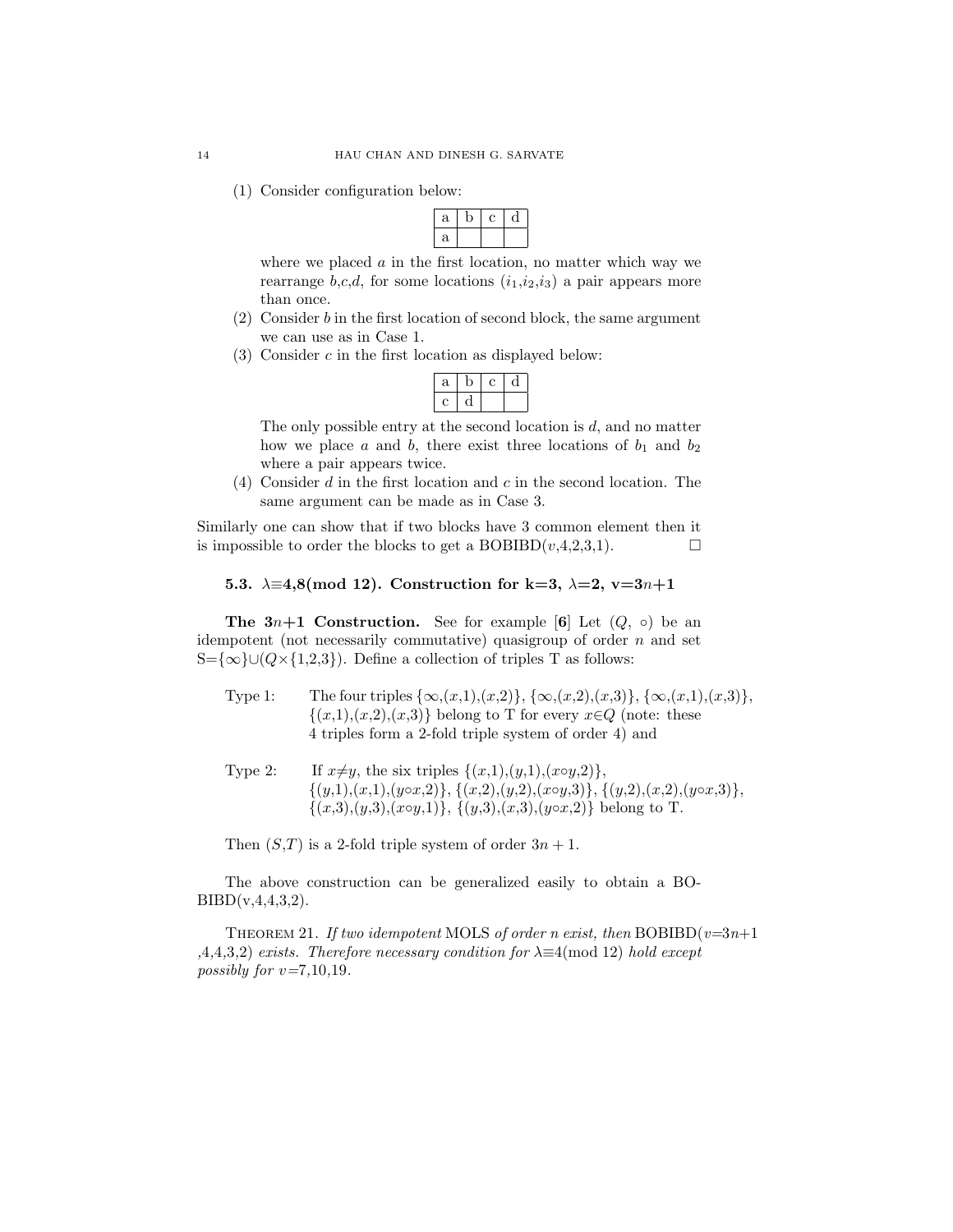(1) Consider configuration below:

| a | b | c | d |
|---|---|---|---|
| a | | | |

where we placed $a$ in the first location, no matter which way we rearrange $b$,$c$,$d$, for some locations ($i_1$,$i_2$,$i_3$) a pair appears more than once.

(2) Consider $b$ in the first location of second block, the same argument we can use as in Case 1.

(3) Consider $c$ in the first location as displayed below:

| a | b | c | d |
|---|---|---|---|
| c | d | | |

The only possible entry at the second location is $d$, and no matter how we place $a$ and $b$, there exist three locations of $b_1$ and $b_2$ where a pair appears twice.

(4) Consider $d$ in the first location and $c$ in the second location. The same argument can be made as in Case 3.

Similarly one can show that if two blocks have 3 common element then it is impossible to order the blocks to get a BOBIBD($v$,4,2,3,1). □

### 5.3. $\lambda\equiv$4,8(mod 12). Construction for k=3, $\lambda$=2, v=3$n$+1

**The 3$n$+1 Construction.** See for example [**6**] Let ($Q$, $\circ$) be an idempotent (not necessarily commutative) quasigroup of order $n$ and set S={$\infty$}∪($Q$×{1,2,3}). Define a collection of triples T as follows:

Type 1: The four triples {$\infty$,($x$,1),($x$,2)}, {$\infty$,($x$,2),($x$,3)}, {$\infty$,($x$,1),($x$,3)}, {($x$,1),($x$,2),($x$,3)} belong to T for every $x$∈$Q$ (note: these 4 triples form a 2-fold triple system of order 4) and

Type 2: If $x$≠$y$, the six triples {($x$,1),($y$,1),($x$∘$y$,2)}, {($y$,1),($x$,1),($y$∘$x$,2)}, {($x$,2),($y$,2),($x$∘$y$,3)}, {($y$,2),($x$,2),($y$∘$x$,3)}, {($x$,3),($y$,3),($x$∘$y$,1)}, {($y$,3),($x$,3),($y$∘$x$,2)} belong to T.

Then ($S$,$T$) is a 2-fold triple system of order $3n + 1$.

The above construction can be generalized easily to obtain a BOBIBD(v,4,4,3,2).

THEOREM 21. *If two idempotent* MOLS *of order n exist, then* BOBIBD($v$=3$n$+1 ,4,4,3,2) *exists. Therefore necessary condition for* $\lambda\equiv$4(mod 12) *hold except possibly for v*=7,10,19.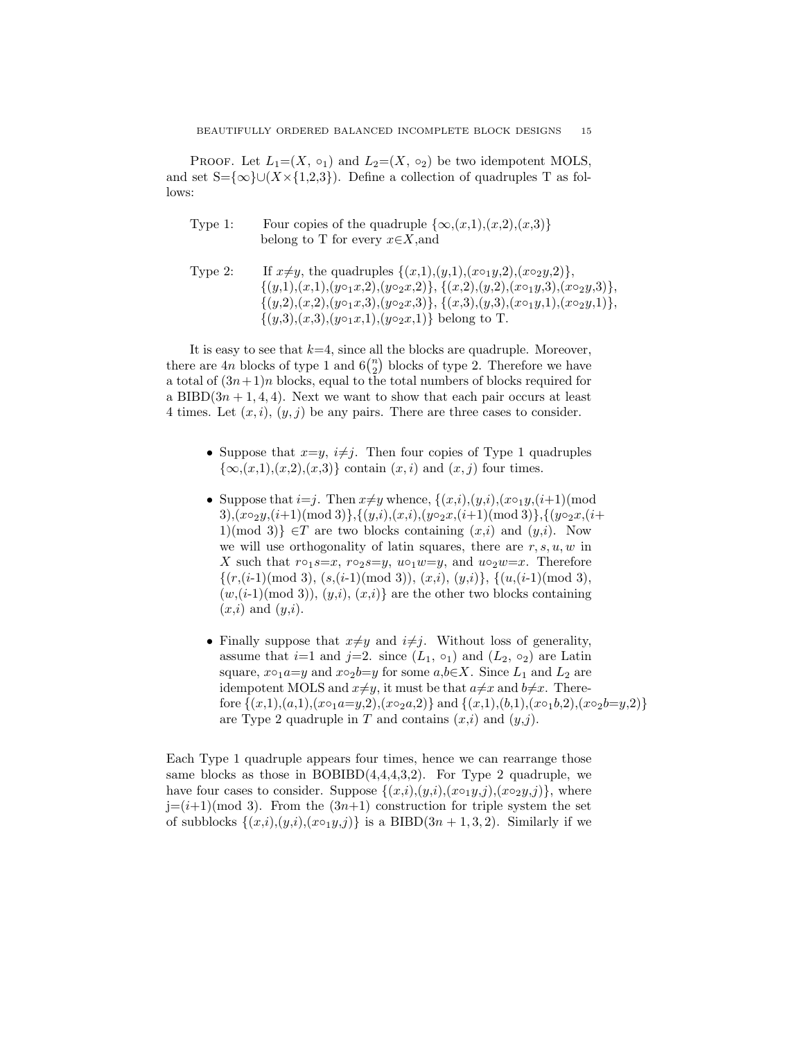PROOF. Let $L_1$=($X$, $\circ_1$) and $L_2$=($X$, $\circ_2$) be two idempotent MOLS, and set S={$\infty$}$\cup$($X$$\times${1,2,3}). Define a collection of quadruples T as follows:

Type 1: Four copies of the quadruple {$\infty$,($x$,1),($x$,2),($x$,3)} belong to T for every $x$$\in$$X$,and

Type 2: If $x$$\neq$$y$, the quadruples {($x$,1),($y$,1),($x$$\circ_1$$y$,2),($x$$\circ_2$$y$,2)}, {($y$,1),($x$,1),($y$$\circ_1$$x$,2),($y$$\circ_2$$x$,2)}, {($x$,2),($y$,2),($x$$\circ_1$$y$,3),($x$$\circ_2$$y$,3)}, {($y$,2),($x$,2),($y$$\circ_1$$x$,3),($y$$\circ_2$$x$,3)}, {($x$,3),($y$,3),($x$$\circ_1$$y$,1),($x$$\circ_2$$y$,1)}, {($y$,3),($x$,3),($y$$\circ_1$$x$,1),($y$$\circ_2$$x$,1)} belong to T.

It is easy to see that $k$=4, since all the blocks are quadruple. Moreover, there are $4n$ blocks of type 1 and $6\binom{n}{2}$ blocks of type 2. Therefore we have a total of $(3n+1)n$ blocks, equal to the total numbers of blocks required for a BIBD$(3n+1,4,4)$. Next we want to show that each pair occurs at least 4 times. Let $(x,i)$, $(y,j)$ be any pairs. There are three cases to consider.

- Suppose that $x$=$y$, $i$$\neq$$j$. Then four copies of Type 1 quadruples {$\infty$,($x$,1),($x$,2),($x$,3)} contain $(x,i)$ and $(x,j)$ four times.

- Suppose that $i$=$j$. Then $x$$\neq$$y$ whence, {($x$,$i$),($y$,$i$),($x$$\circ_1$$y$,($i$+1)(mod 3),($x$$\circ_2$$y$,($i$+1)(mod 3)},{($y$,$i$),($x$,$i$),($y$$\circ_2$$x$,($i$+1)(mod 3)},{($y$$\circ_2$$x$,($i$+1)(mod 3)} $\in$$T$ are two blocks containing ($x$,$i$) and ($y$,$i$). Now we will use orthogonality of latin squares, there are $r, s, u, w$ in $X$ such that $r$$\circ_1$$s$=$x$, $r$$\circ_2$$s$=$y$, $u$$\circ_1$$w$=$y$, and $u$$\circ_2$$w$=$x$. Therefore {($r$,($i$-1)(mod 3), ($s$,($i$-1)(mod 3)), ($x$,$i$), ($y$,$i$)}, {($u$,($i$-1)(mod 3), ($w$,($i$-1)(mod 3)), ($y$,$i$), ($x$,$i$)} are the other two blocks containing ($x$,$i$) and ($y$,$i$).

- Finally suppose that $x$$\neq$$y$ and $i$$\neq$$j$. Without loss of generality, assume that $i$=1 and $j$=2. since ($L_1$, $\circ_1$) and ($L_2$, $\circ_2$) are Latin square, $x$$\circ_1$$a$=$y$ and $x$$\circ_2$$b$=$y$ for some $a$,$b$$\in$$X$. Since $L_1$ and $L_2$ are idempotent MOLS and $x$$\neq$$y$, it must be that $a$$\neq$$x$ and $b$$\neq$$x$. Therefore {($x$,1),($a$,1),($x$$\circ_1$$a$=$y$,2),($x$$\circ_2$$a$,2)} and {($x$,1),($b$,1),($x$$\circ_1$$b$,2),($x$$\circ_2$$b$=$y$,2)} are Type 2 quadruple in $T$ and contains ($x$,$i$) and ($y$,$j$).

Each Type 1 quadruple appears four times, hence we can rearrange those same blocks as those in BOBIBD(4,4,4,3,2). For Type 2 quadruple, we have four cases to consider. Suppose {($x$,$i$),($y$,$i$),($x$$\circ_1$$y$,$j$),($x$$\circ_2$$y$,$j$)}, where j=($i$+1)(mod 3). From the (3$n$+1) construction for triple system the set of subblocks {($x$,$i$),($y$,$i$),($x$$\circ_1$$y$,$j$)} is a BIBD$(3n+1,3,2)$. Similarly if we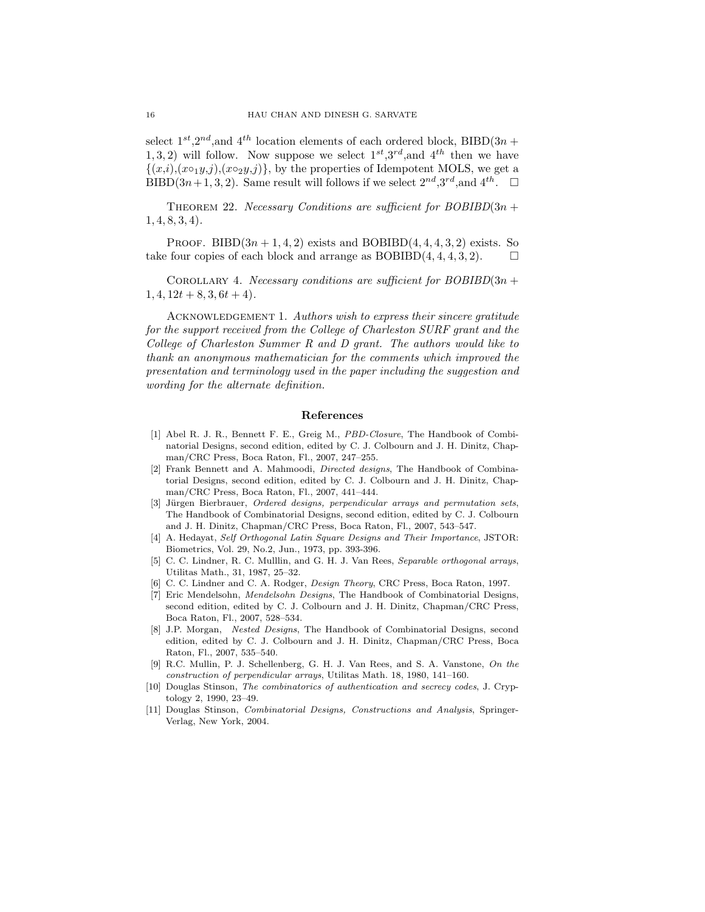select $1^{st}$,$2^{nd}$,and $4^{th}$ location elements of each ordered block, BIBD$(3n+1,3,2)$ will follow. Now suppose we select $1^{st}$,$3^{rd}$,and $4^{th}$ then we have $\{(x,i),(x\circ_1 y,j),(x\circ_2 y,j)\}$, by the properties of Idempotent MOLS, we get a BIBD$(3n+1,3,2)$. Same result will follows if we select $2^{nd}$,$3^{rd}$,and $4^{th}$. □

THEOREM 22. *Necessary Conditions are sufficient for BOBIBD$(3n+1,4,8,3,4)$.*

PROOF. BIBD$(3n+1,4,2)$ exists and BOBIBD$(4,4,4,3,2)$ exists. So take four copies of each block and arrange as BOBIBD$(4,4,4,3,2)$. □

COROLLARY 4. *Necessary conditions are sufficient for BOBIBD$(3n+1,4,12t+8,3,6t+4)$.*

ACKNOWLEDGEMENT 1. *Authors wish to express their sincere gratitude for the support received from the College of Charleston SURF grant and the College of Charleston Summer R and D grant. The authors would like to thank an anonymous mathematician for the comments which improved the presentation and terminology used in the paper including the suggestion and wording for the alternate definition.*

## References

[1] Abel R. J. R., Bennett F. E., Greig M., *PBD-Closure*, The Handbook of Combinatorial Designs, second edition, edited by C. J. Colbourn and J. H. Dinitz, Chapman/CRC Press, Boca Raton, Fl., 2007, 247–255.

[2] Frank Bennett and A. Mahmoodi, *Directed designs*, The Handbook of Combinatorial Designs, second edition, edited by C. J. Colbourn and J. H. Dinitz, Chapman/CRC Press, Boca Raton, Fl., 2007, 441–444.

[3] Jürgen Bierbrauer, *Ordered designs, perpendicular arrays and permutation sets*, The Handbook of Combinatorial Designs, second edition, edited by C. J. Colbourn and J. H. Dinitz, Chapman/CRC Press, Boca Raton, Fl., 2007, 543–547.

[4] A. Hedayat, *Self Orthogonal Latin Square Designs and Their Importance*, JSTOR: Biometrics, Vol. 29, No.2, Jun., 1973, pp. 393-396.

[5] C. C. Lindner, R. C. Mulllin, and G. H. J. Van Rees, *Separable orthogonal arrays*, Utilitas Math., 31, 1987, 25–32.

[6] C. C. Lindner and C. A. Rodger, *Design Theory*, CRC Press, Boca Raton, 1997.

[7] Eric Mendelsohn, *Mendelsohn Designs*, The Handbook of Combinatorial Designs, second edition, edited by C. J. Colbourn and J. H. Dinitz, Chapman/CRC Press, Boca Raton, Fl., 2007, 528–534.

[8] J.P. Morgan, *Nested Designs*, The Handbook of Combinatorial Designs, second edition, edited by C. J. Colbourn and J. H. Dinitz, Chapman/CRC Press, Boca Raton, Fl., 2007, 535–540.

[9] R.C. Mullin, P. J. Schellenberg, G. H. J. Van Rees, and S. A. Vanstone, *On the construction of perpendicular arrays*, Utilitas Math. 18, 1980, 141–160.

[10] Douglas Stinson, *The combinatorics of authentication and secrecy codes*, J. Cryptology 2, 1990, 23–49.

[11] Douglas Stinson, *Combinatorial Designs, Constructions and Analysis*, Springer-Verlag, New York, 2004.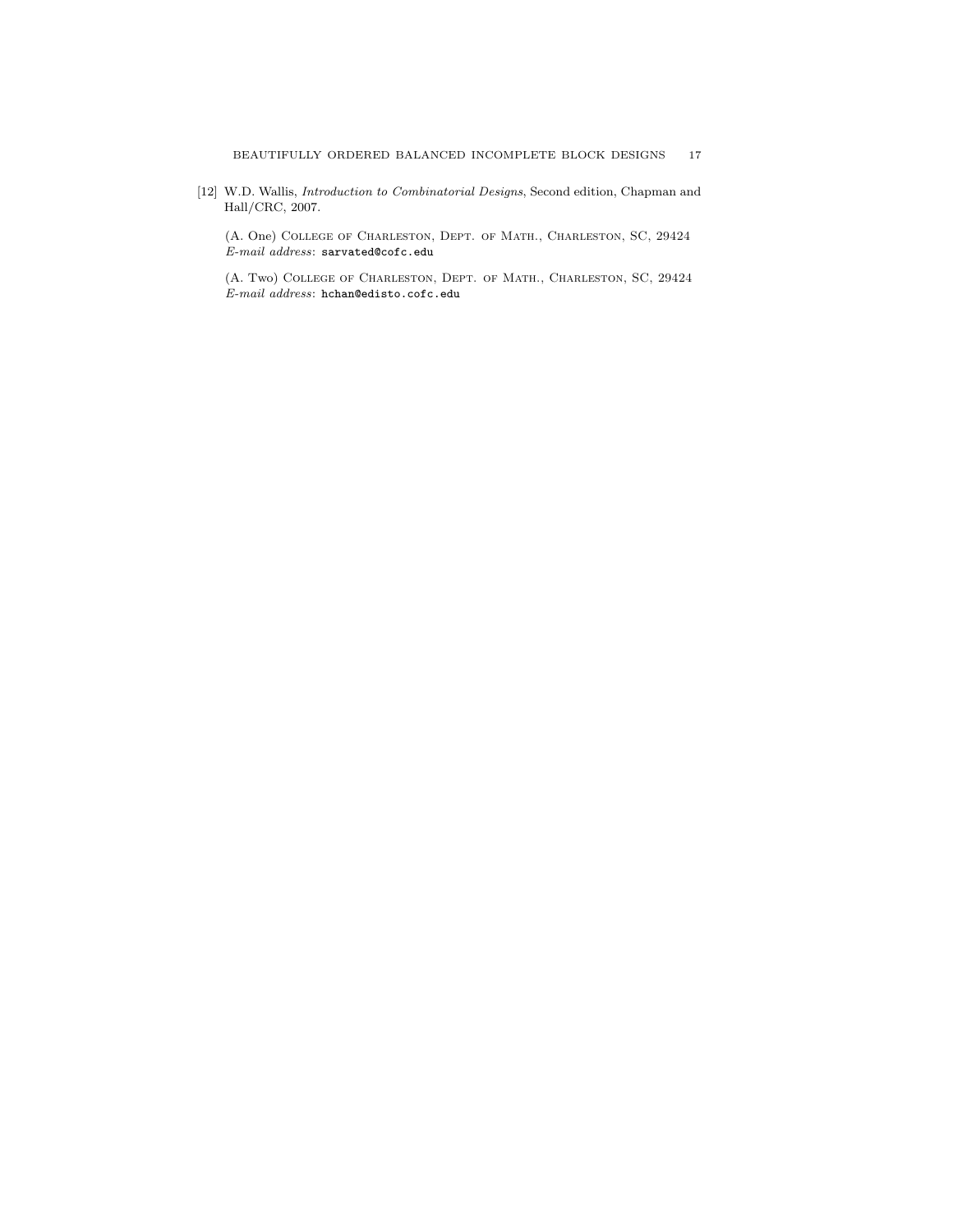[12] W.D. Wallis, *Introduction to Combinatorial Designs*, Second edition, Chapman and Hall/CRC, 2007.

(A. One) College of Charleston, Dept. of Math., Charleston, SC, 29424
*E-mail address*: `sarvated@cofc.edu`

(A. Two) College of Charleston, Dept. of Math., Charleston, SC, 29424
*E-mail address*: `hchan@edisto.cofc.edu`